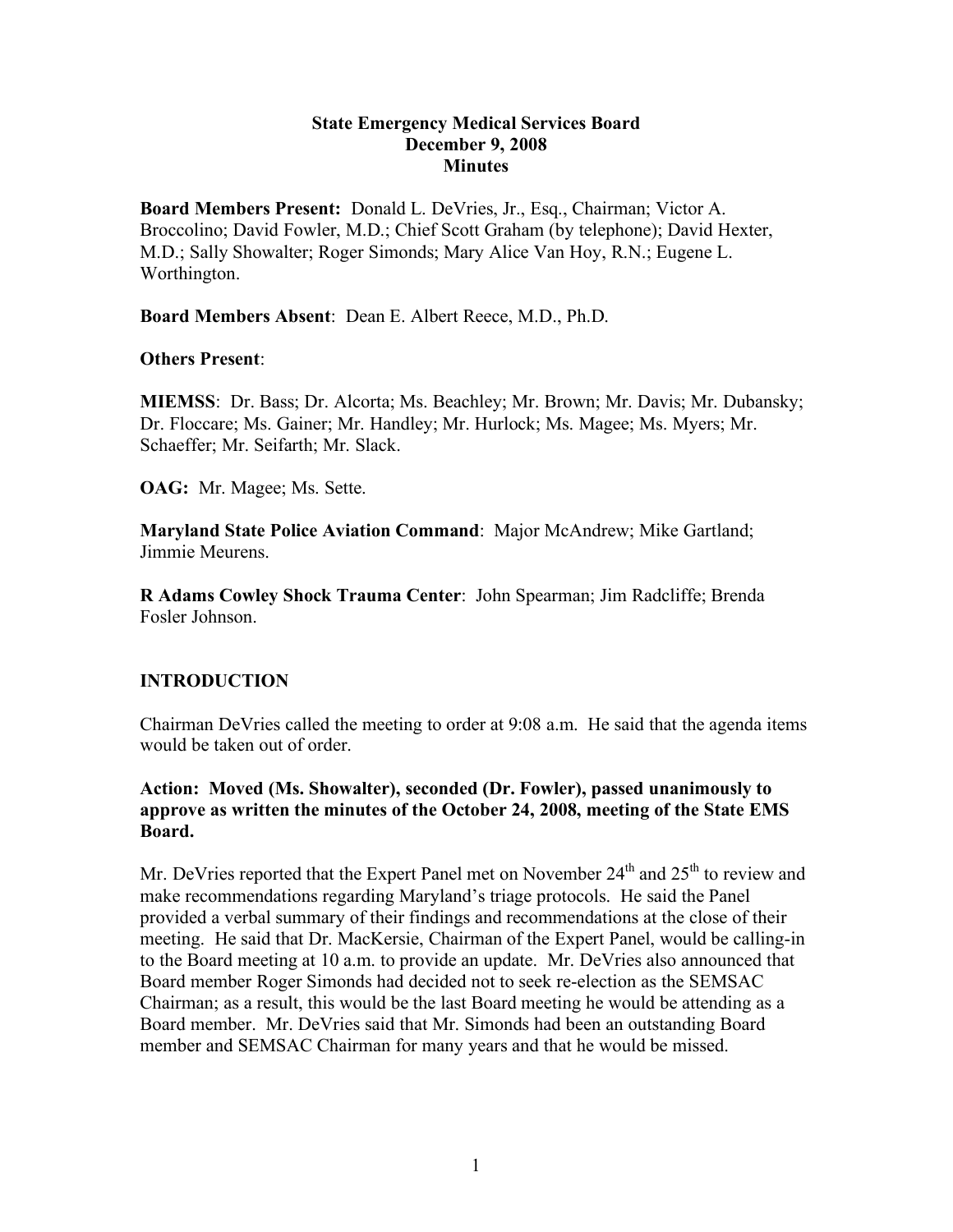# State Emergency Medical Services Board
## December 9, 2008
## Minutes

**Board Members Present:** Donald L. DeVries, Jr., Esq., Chairman; Victor A. Broccolino; David Fowler, M.D.; Chief Scott Graham (by telephone); David Hexter, M.D.; Sally Showalter; Roger Simonds; Mary Alice Van Hoy, R.N.; Eugene L. Worthington.

**Board Members Absent**: Dean E. Albert Reece, M.D., Ph.D.

**Others Present**:

**MIEMSS**: Dr. Bass; Dr. Alcorta; Ms. Beachley; Mr. Brown; Mr. Davis; Mr. Dubansky; Dr. Floccare; Ms. Gainer; Mr. Handley; Mr. Hurlock; Ms. Magee; Ms. Myers; Mr. Schaeffer; Mr. Seifarth; Mr. Slack.

**OAG:** Mr. Magee; Ms. Sette.

**Maryland State Police Aviation Command**: Major McAndrew; Mike Gartland; Jimmie Meurens.

**R Adams Cowley Shock Trauma Center**: John Spearman; Jim Radcliffe; Brenda Fosler Johnson.

## INTRODUCTION

Chairman DeVries called the meeting to order at 9:08 a.m. He said that the agenda items would be taken out of order.

**Action: Moved (Ms. Showalter), seconded (Dr. Fowler), passed unanimously to approve as written the minutes of the October 24, 2008, meeting of the State EMS Board.**

Mr. DeVries reported that the Expert Panel met on November 24th and 25th to review and make recommendations regarding Maryland's triage protocols. He said the Panel provided a verbal summary of their findings and recommendations at the close of their meeting. He said that Dr. MacKersie, Chairman of the Expert Panel, would be calling-in to the Board meeting at 10 a.m. to provide an update. Mr. DeVries also announced that Board member Roger Simonds had decided not to seek re-election as the SEMSAC Chairman; as a result, this would be the last Board meeting he would be attending as a Board member. Mr. DeVries said that Mr. Simonds had been an outstanding Board member and SEMSAC Chairman for many years and that he would be missed.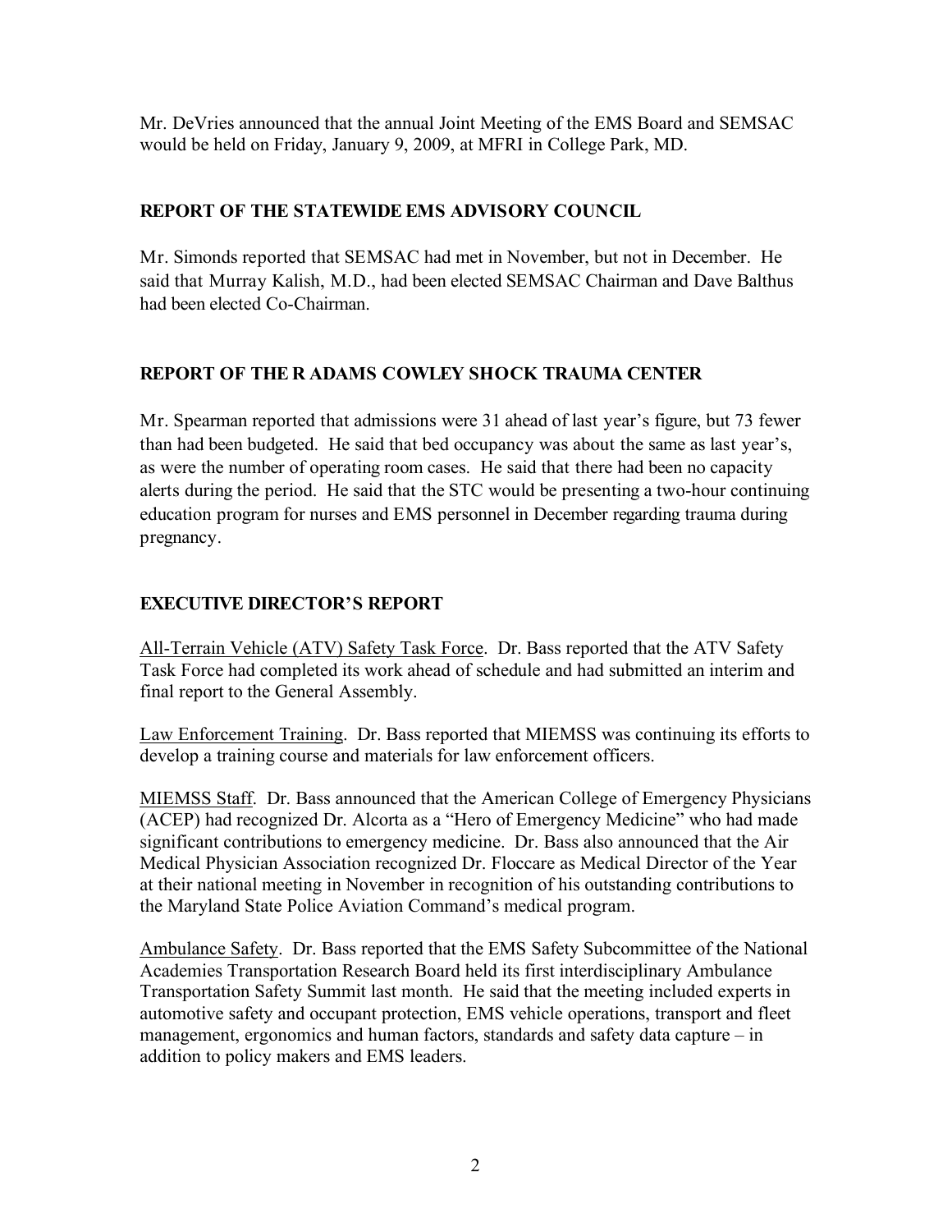Mr. DeVries announced that the annual Joint Meeting of the EMS Board and SEMSAC would be held on Friday, January 9, 2009, at MFRI in College Park, MD.

## REPORT OF THE STATEWIDE EMS ADVISORY COUNCIL

Mr. Simonds reported that SEMSAC had met in November, but not in December. He said that Murray Kalish, M.D., had been elected SEMSAC Chairman and Dave Balthus had been elected Co-Chairman.

## REPORT OF THE R ADAMS COWLEY SHOCK TRAUMA CENTER

Mr. Spearman reported that admissions were 31 ahead of last year's figure, but 73 fewer than had been budgeted. He said that bed occupancy was about the same as last year's, as were the number of operating room cases. He said that there had been no capacity alerts during the period. He said that the STC would be presenting a two-hour continuing education program for nurses and EMS personnel in December regarding trauma during pregnancy.

## EXECUTIVE DIRECTOR'S REPORT

All-Terrain Vehicle (ATV) Safety Task Force. Dr. Bass reported that the ATV Safety Task Force had completed its work ahead of schedule and had submitted an interim and final report to the General Assembly.

Law Enforcement Training. Dr. Bass reported that MIEMSS was continuing its efforts to develop a training course and materials for law enforcement officers.

MIEMSS Staff. Dr. Bass announced that the American College of Emergency Physicians (ACEP) had recognized Dr. Alcorta as a "Hero of Emergency Medicine" who had made significant contributions to emergency medicine. Dr. Bass also announced that the Air Medical Physician Association recognized Dr. Floccare as Medical Director of the Year at their national meeting in November in recognition of his outstanding contributions to the Maryland State Police Aviation Command's medical program.

Ambulance Safety. Dr. Bass reported that the EMS Safety Subcommittee of the National Academies Transportation Research Board held its first interdisciplinary Ambulance Transportation Safety Summit last month. He said that the meeting included experts in automotive safety and occupant protection, EMS vehicle operations, transport and fleet management, ergonomics and human factors, standards and safety data capture – in addition to policy makers and EMS leaders.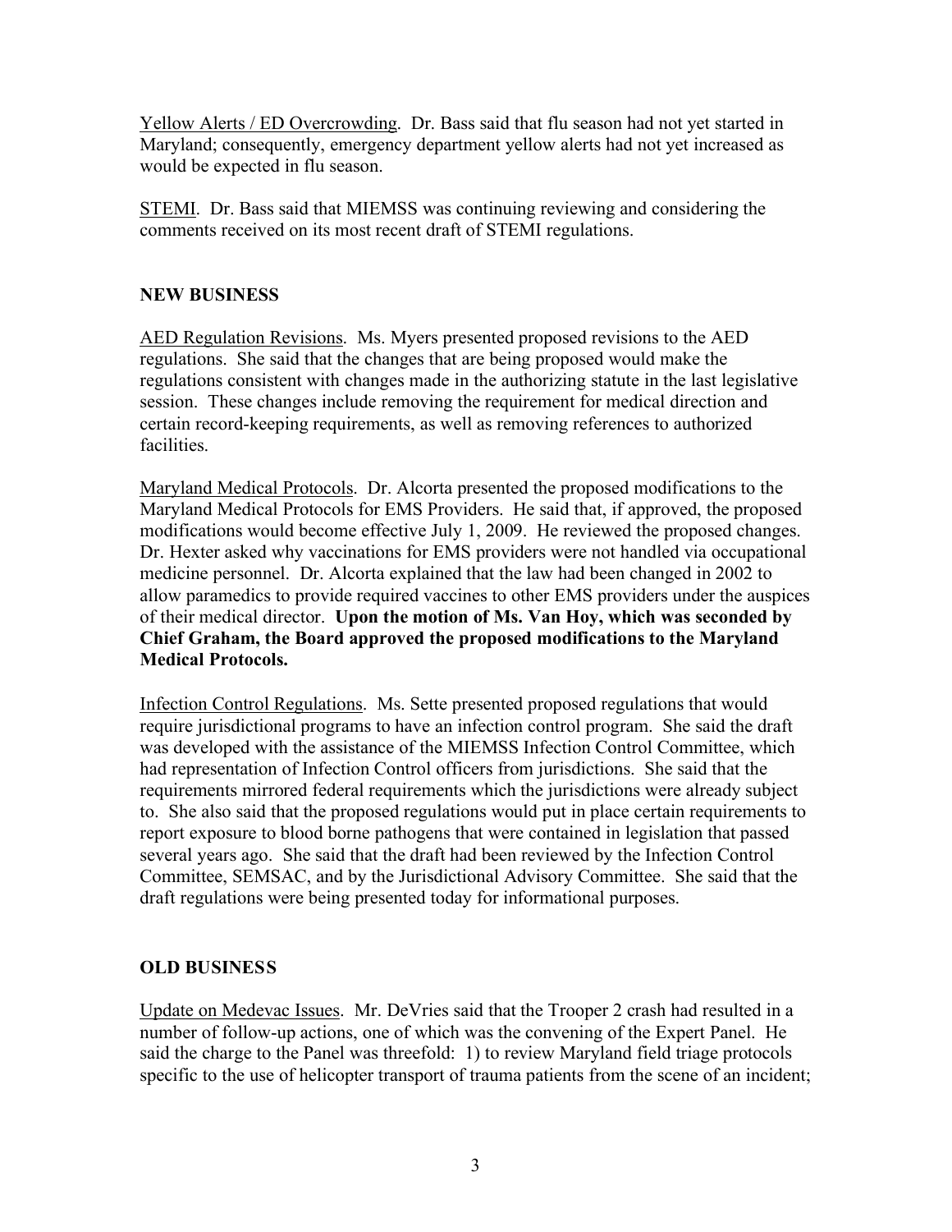Yellow Alerts / ED Overcrowding. Dr. Bass said that flu season had not yet started in Maryland; consequently, emergency department yellow alerts had not yet increased as would be expected in flu season.

STEMI. Dr. Bass said that MIEMSS was continuing reviewing and considering the comments received on its most recent draft of STEMI regulations.

## NEW BUSINESS

AED Regulation Revisions. Ms. Myers presented proposed revisions to the AED regulations. She said that the changes that are being proposed would make the regulations consistent with changes made in the authorizing statute in the last legislative session. These changes include removing the requirement for medical direction and certain record-keeping requirements, as well as removing references to authorized facilities.

Maryland Medical Protocols. Dr. Alcorta presented the proposed modifications to the Maryland Medical Protocols for EMS Providers. He said that, if approved, the proposed modifications would become effective July 1, 2009. He reviewed the proposed changes. Dr. Hexter asked why vaccinations for EMS providers were not handled via occupational medicine personnel. Dr. Alcorta explained that the law had been changed in 2002 to allow paramedics to provide required vaccines to other EMS providers under the auspices of their medical director. **Upon the motion of Ms. Van Hoy, which was seconded by Chief Graham, the Board approved the proposed modifications to the Maryland Medical Protocols.**

Infection Control Regulations. Ms. Sette presented proposed regulations that would require jurisdictional programs to have an infection control program. She said the draft was developed with the assistance of the MIEMSS Infection Control Committee, which had representation of Infection Control officers from jurisdictions. She said that the requirements mirrored federal requirements which the jurisdictions were already subject to. She also said that the proposed regulations would put in place certain requirements to report exposure to blood borne pathogens that were contained in legislation that passed several years ago. She said that the draft had been reviewed by the Infection Control Committee, SEMSAC, and by the Jurisdictional Advisory Committee. She said that the draft regulations were being presented today for informational purposes.

## OLD BUSINESS

Update on Medevac Issues. Mr. DeVries said that the Trooper 2 crash had resulted in a number of follow-up actions, one of which was the convening of the Expert Panel. He said the charge to the Panel was threefold: 1) to review Maryland field triage protocols specific to the use of helicopter transport of trauma patients from the scene of an incident;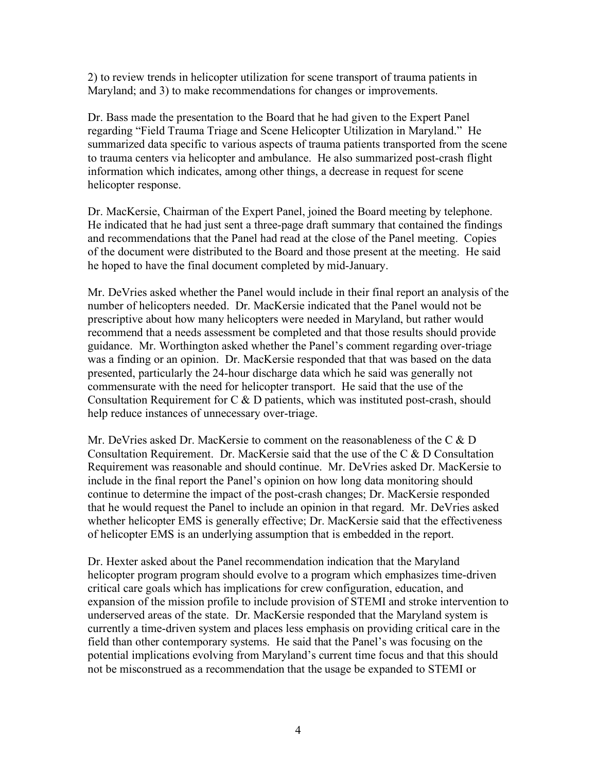2) to review trends in helicopter utilization for scene transport of trauma patients in Maryland; and 3) to make recommendations for changes or improvements.

Dr. Bass made the presentation to the Board that he had given to the Expert Panel regarding "Field Trauma Triage and Scene Helicopter Utilization in Maryland." He summarized data specific to various aspects of trauma patients transported from the scene to trauma centers via helicopter and ambulance. He also summarized post-crash flight information which indicates, among other things, a decrease in request for scene helicopter response.

Dr. MacKersie, Chairman of the Expert Panel, joined the Board meeting by telephone. He indicated that he had just sent a three-page draft summary that contained the findings and recommendations that the Panel had read at the close of the Panel meeting. Copies of the document were distributed to the Board and those present at the meeting. He said he hoped to have the final document completed by mid-January.

Mr. DeVries asked whether the Panel would include in their final report an analysis of the number of helicopters needed. Dr. MacKersie indicated that the Panel would not be prescriptive about how many helicopters were needed in Maryland, but rather would recommend that a needs assessment be completed and that those results should provide guidance. Mr. Worthington asked whether the Panel's comment regarding over-triage was a finding or an opinion. Dr. MacKersie responded that that was based on the data presented, particularly the 24-hour discharge data which he said was generally not commensurate with the need for helicopter transport. He said that the use of the Consultation Requirement for C & D patients, which was instituted post-crash, should help reduce instances of unnecessary over-triage.

Mr. DeVries asked Dr. MacKersie to comment on the reasonableness of the C & D Consultation Requirement. Dr. MacKersie said that the use of the C & D Consultation Requirement was reasonable and should continue. Mr. DeVries asked Dr. MacKersie to include in the final report the Panel's opinion on how long data monitoring should continue to determine the impact of the post-crash changes; Dr. MacKersie responded that he would request the Panel to include an opinion in that regard. Mr. DeVries asked whether helicopter EMS is generally effective; Dr. MacKersie said that the effectiveness of helicopter EMS is an underlying assumption that is embedded in the report.

Dr. Hexter asked about the Panel recommendation indication that the Maryland helicopter program program should evolve to a program which emphasizes time-driven critical care goals which has implications for crew configuration, education, and expansion of the mission profile to include provision of STEMI and stroke intervention to underserved areas of the state. Dr. MacKersie responded that the Maryland system is currently a time-driven system and places less emphasis on providing critical care in the field than other contemporary systems. He said that the Panel's was focusing on the potential implications evolving from Maryland's current time focus and that this should not be misconstrued as a recommendation that the usage be expanded to STEMI or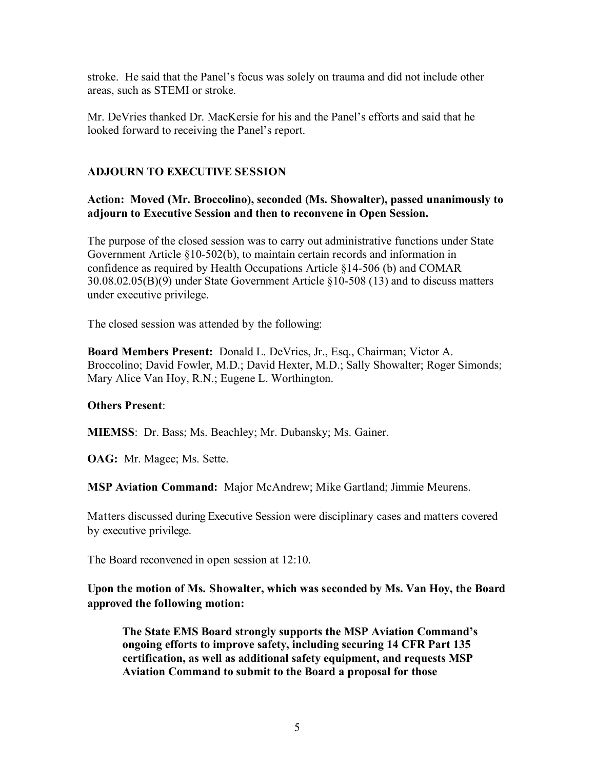stroke. He said that the Panel's focus was solely on trauma and did not include other areas, such as STEMI or stroke.

Mr. DeVries thanked Dr. MacKersie for his and the Panel's efforts and said that he looked forward to receiving the Panel's report.

## ADJOURN TO EXECUTIVE SESSION

**Action: Moved (Mr. Broccolino), seconded (Ms. Showalter), passed unanimously to adjourn to Executive Session and then to reconvene in Open Session.**

The purpose of the closed session was to carry out administrative functions under State Government Article §10-502(b), to maintain certain records and information in confidence as required by Health Occupations Article §14-506 (b) and COMAR 30.08.02.05(B)(9) under State Government Article §10-508 (13) and to discuss matters under executive privilege.

The closed session was attended by the following:

**Board Members Present:** Donald L. DeVries, Jr., Esq., Chairman; Victor A. Broccolino; David Fowler, M.D.; David Hexter, M.D.; Sally Showalter; Roger Simonds; Mary Alice Van Hoy, R.N.; Eugene L. Worthington.

**Others Present**:

**MIEMSS**: Dr. Bass; Ms. Beachley; Mr. Dubansky; Ms. Gainer.

**OAG:** Mr. Magee; Ms. Sette.

**MSP Aviation Command:** Major McAndrew; Mike Gartland; Jimmie Meurens.

Matters discussed during Executive Session were disciplinary cases and matters covered by executive privilege.

The Board reconvened in open session at 12:10.

**Upon the motion of Ms. Showalter, which was seconded by Ms. Van Hoy, the Board approved the following motion:**

> **The State EMS Board strongly supports the MSP Aviation Command's ongoing efforts to improve safety, including securing 14 CFR Part 135 certification, as well as additional safety equipment, and requests MSP Aviation Command to submit to the Board a proposal for those**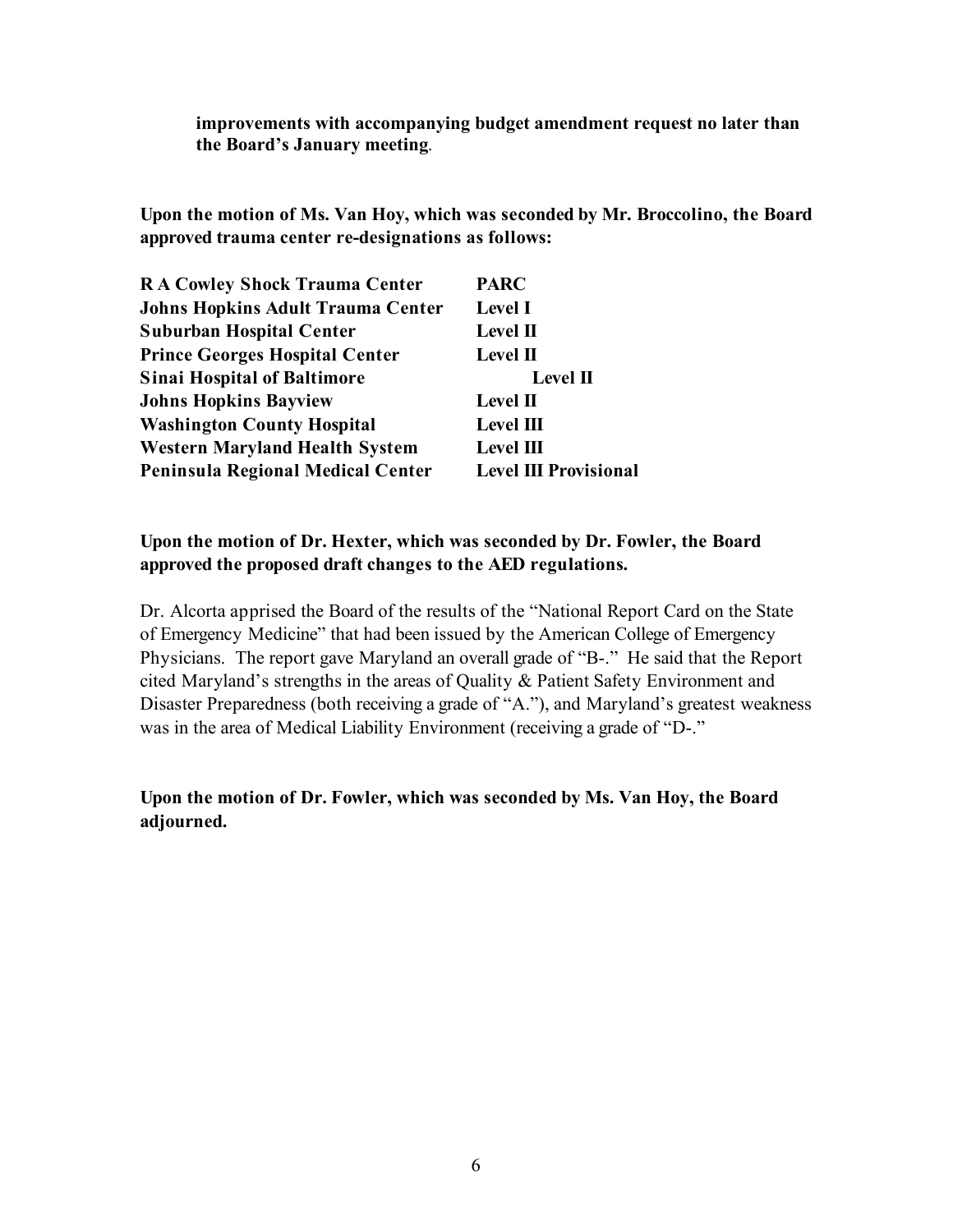**improvements with accompanying budget amendment request no later than the Board's January meeting**.

**Upon the motion of Ms. Van Hoy, which was seconded by Mr. Broccolino, the Board approved trauma center re-designations as follows:**

| | |
|---|---|
| **R A Cowley Shock Trauma Center** | **PARC** |
| **Johns Hopkins Adult Trauma Center** | **Level I** |
| **Suburban Hospital Center** | **Level II** |
| **Prince Georges Hospital Center** | **Level II** |
| **Sinai Hospital of Baltimore** | **Level II** |
| **Johns Hopkins Bayview** | **Level II** |
| **Washington County Hospital** | **Level III** |
| **Western Maryland Health System** | **Level III** |
| **Peninsula Regional Medical Center** | **Level III Provisional** |

**Upon the motion of Dr. Hexter, which was seconded by Dr. Fowler, the Board approved the proposed draft changes to the AED regulations.**

Dr. Alcorta apprised the Board of the results of the "National Report Card on the State of Emergency Medicine" that had been issued by the American College of Emergency Physicians. The report gave Maryland an overall grade of "B-." He said that the Report cited Maryland's strengths in the areas of Quality & Patient Safety Environment and Disaster Preparedness (both receiving a grade of "A."), and Maryland's greatest weakness was in the area of Medical Liability Environment (receiving a grade of "D-."

**Upon the motion of Dr. Fowler, which was seconded by Ms. Van Hoy, the Board adjourned.**